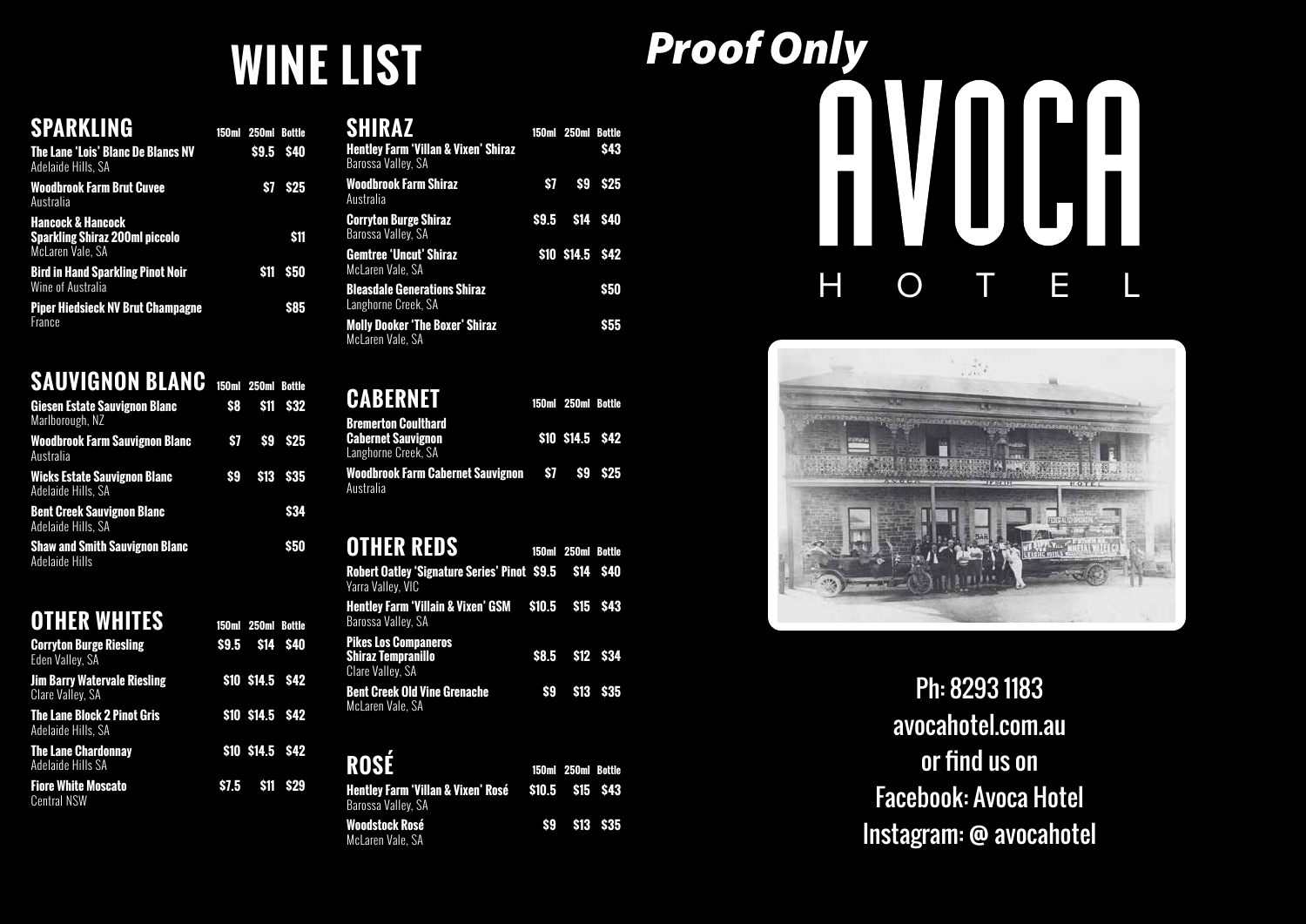# WINE LIST

## SPARKLING

| | 150ml | 250ml | Bottle |
|---|---|---|---|
| **The Lane 'Lois' Blanc De Blancs NV** Adelaide Hills, SA | | $9.5 | $40 |
| **Woodbrook Farm Brut Cuvee** Australia | | $7 | $25 |
| **Hancock & Hancock Sparkling Shiraz 200ml piccolo** McLaren Vale, SA | | | $11 |
| **Bird in Hand Sparkling Pinot Noir** Wine of Australia | | $11 | $50 |
| **Piper Hiedsieck NV Brut Champagne** France | | | $85 |

## SAUVIGNON BLANC

| | 150ml | 250ml | Bottle |
|---|---|---|---|
| **Giesen Estate Sauvignon Blanc** Marlborough, NZ | $8 | $11 | $32 |
| **Woodbrook Farm Sauvignon Blanc** Australia | $7 | $9 | $25 |
| **Wicks Estate Sauvignon Blanc** Adelaide Hills, SA | $9 | $13 | $35 |
| **Bent Creek Sauvignon Blanc** Adelaide Hills, SA | | | $34 |
| **Shaw and Smith Sauvignon Blanc** Adelaide Hills | | | $50 |

## OTHER WHITES

| | 150ml | 250ml | Bottle |
|---|---|---|---|
| **Corryton Burge Riesling** Eden Valley, SA | $9.5 | $14 | $40 |
| **Jim Barry Watervale Riesling** Clare Valley, SA | $10 | $14.5 | $42 |
| **The Lane Block 2 Pinot Gris** Adelaide Hills, SA | $10 | $14.5 | $42 |
| **The Lane Chardonnay** Adelaide Hills SA | $10 | $14.5 | $42 |
| **Fiore White Moscato** Central NSW | $7.5 | $11 | $29 |

## SHIRAZ

| | 150ml | 250ml | Bottle |
|---|---|---|---|
| **Hentley Farm 'Villan & Vixen' Shiraz** Barossa Valley, SA | | | $43 |
| **Woodbrook Farm Shiraz** Australia | $7 | $9 | $25 |
| **Corryton Burge Shiraz** Barossa Valley, SA | $9.5 | $14 | $40 |
| **Gemtree 'Uncut' Shiraz** McLaren Vale, SA | $10 | $14.5 | $42 |
| **Bleasdale Generations Shiraz** Langhorne Creek, SA | | | $50 |
| **Molly Dooker 'The Boxer' Shiraz** McLaren Vale, SA | | | $55 |

## CABERNET

| | 150ml | 250ml | Bottle |
|---|---|---|---|
| **Bremerton Coulthard Cabernet Sauvignon** Langhorne Creek, SA | $10 | $14.5 | $42 |
| **Woodbrook Farm Cabernet Sauvignon** Australia | $7 | $9 | $25 |

## OTHER REDS

| | 150ml | 250ml | Bottle |
|---|---|---|---|
| **Robert Oatley 'Signature Series' Pinot** Yarra Valley, VIC | $9.5 | $14 | $40 |
| **Hentley Farm 'Villain & Vixen' GSM** Barossa Valley, SA | $10.5 | $15 | $43 |
| **Pikes Los Companeros Shiraz Tempranillo** Clare Valley, SA | $8.5 | $12 | $34 |
| **Bent Creek Old Vine Grenache** McLaren Vale, SA | $9 | $13 | $35 |

## ROSÉ

| | 150ml | 250ml | Bottle |
|---|---|---|---|
| **Hentley Farm 'Villan & Vixen' Rosé** Barossa Valley, SA | $10.5 | $15 | $43 |
| **Woodstock Rosé** McLaren Vale, SA | $9 | $13 | $35 |

***Proof Only***

# AVOCA

HOTEL

Ph: 8293 1183

avocahotel.com.au

or find us on

Facebook: Avoca Hotel

Instagram: @ avocahotel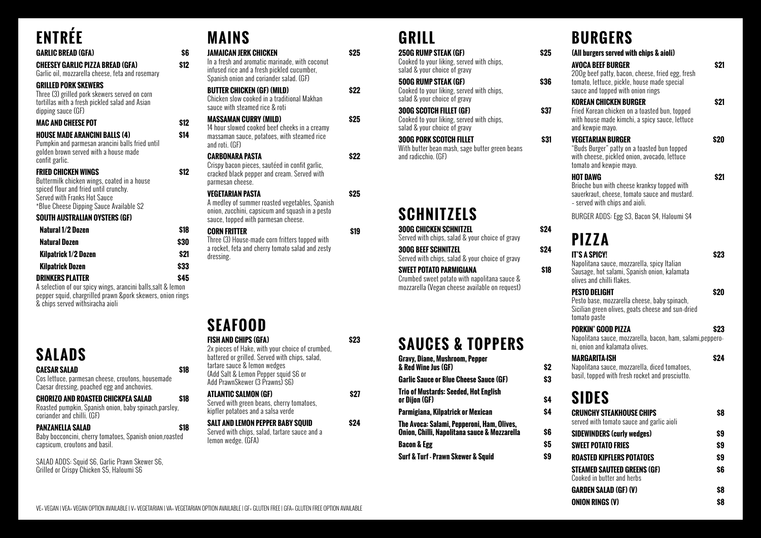# ENTRÉE

**GARLIC BREAD (GFA)** $6

**CHEESEY GARLIC PIZZA BREAD (GFA)** $12
Garlic oil, mozzarella cheese, feta and rosemary

**GRILLED PORK SKEWERS**
Three (3) grilled pork skewers served on corn tortillas with a fresh pickled salad and Asian dipping sauce (GF)

**MAC AND CHEESE POT** $12

**HOUSE MADE ARANCINI BALLS (4)** $14
Pumpkin and parmesan arancini balls fried until golden brown served with a house made confit garlic.

**FRIED CHICKEN WINGS** $12
Buttermilk chicken wings, coated in a house spiced flour and fried until crunchy.
Served with Franks Hot Sauce
*Blue Cheese Dipping Sauce Available $2

**SOUTH AUSTRALIAN OYSTERS (GF)**

| | |
|---|---|
| Natural 1/2 Dozen | $18 |
| Natural Dozen | $30 |
| Kilpatrick 1/2 Dozen | $21 |
| Kilpatrick Dozen | $33 |

**DRINKERS PLATTER** $45
A selection of our spicy wings, arancini balls,salt & lemon pepper squid, chargrilled prawn &pork skewers, onion rings & chips served withsiracha aioli

# SALADS

**CAESAR SALAD** $18
Cos lettuce, parmesan cheese, croutons, housemade Caesar dressing, poached egg and anchovies.

**CHORIZO AND ROASTED CHICKPEA SALAD** $18
Roasted pumpkin, Spanish onion, baby spinach,parsley, coriander and chilli. (GF)

**PANZANELLA SALAD** $18
Baby bocconcini, cherry tomatoes, Spanish onion,roasted capsicum, croutons and basil.

SALAD ADDS: Squid $6, Garlic Prawn Skewer $6, Grilled or Crispy Chicken $5, Haloumi $6

# MAINS

**JAMAICAN JERK CHICKEN** $25
In a fresh and aromatic marinade, with coconut infused rice and a fresh pickled cucumber, Spanish onion and coriander salad. (GF)

**BUTTER CHICKEN (GF) (MILD)** $22
Chicken slow cooked in a traditional Makhan sauce with steamed rice & roti

**MASSAMAN CURRY (MILD)** $25
14 hour slowed cooked beef cheeks in a creamy massaman sauce, potatoes, with steamed rice and roti. (GF)

**CARBONARA PASTA** $22
Crispy bacon pieces, sautéed in confit garlic, cracked black pepper and cream. Served with parmesan cheese.

**VEGETARIAN PASTA** $25
A medley of summer roasted vegetables, Spanish onion, zucchini, capsicum and squash in a pesto sauce, topped with parmesan cheese.

**CORN FRITTER** $19
Three (3) House-made corn fritters topped with a rocket, feta and cherry tomato salad and zesty dressing.

# SEAFOOD

**FISH AND CHIPS (GFA)** $23
2x pieces of Hake, with your choice of crumbed, battered or grilled. Served with chips, salad, tartare sauce & lemon wedges
(Add Salt & Lemon Pepper squid $6 or Add PrawnSkewer (3 Prawns) $6)

**ATLANTIC SALMON (GF)** $27
Served with green beans, cherry tomatoes, kipfler potatoes and a salsa verde

**SALT AND LEMON PEPPER BABY SQUID** $24
Served with chips, salad, tartare sauce and a lemon wedge. (GFA)

# GRILL

**250G RUMP STEAK (GF)** $25
Cooked to your liking, served with chips, salad & your choice of gravy

**500G RUMP STEAK (GF)** $36
Cooked to your liking, served with chips, salad & your choice of gravy

**300G SCOTCH FILLET (GF)** $37
Cooked to your liking, served with chips, salad & your choice of gravy

**300G PORK SCOTCH FILLET** $31
With butter bean mash, sage butter green beans and radicchio. (GF)

# SCHNITZELS

**300G CHICKEN SCHNITZEL** $24
Served with chips, salad & your choice of gravy

**300G BEEF SCHNITZEL** $24
Served with chips, salad & your choice of gravy

**SWEET POTATO PARMIGIANA** $18
Crumbed sweet potato with napolitana sauce & mozzarella (Vegan cheese available on request)

# SAUCES & TOPPERS

| | |
|---|---|
| Gravy, Diane, Mushroom, Pepper & Red Wine Jus (GF) | $2 |
| Garlic Sauce or Blue Cheese Sauce (GF) | $3 |
| Trio of Mustards: Seeded, Hot English or Dijon (GF) | $4 |
| Parmigiana, Kilpatrick or Mexican | $4 |
| The Avoca: Salami, Pepperoni, Ham, Olives, Onion, Chilli, Napolitana sauce & Mozzarella | $6 |
| Bacon & Egg | $5 |
| Surf & Turf - Prawn Skewer & Squid | $9 |

# BURGERS

**(All burgers served with chips & aioli)**

**AVOCA BEEF BURGER** $21
200g beef patty, bacon, cheese, fried egg, fresh tomato, lettuce, pickle, house made special sauce and topped with onion rings

**KOREAN CHICKEN BURGER** $21
Fried Korean chicken on a toasted bun, topped with house made kimchi, a spicy sauce, lettuce and kewpie mayo.

**VEGETARIAN BURGER** $20
"Buds Burger" patty on a toasted bun topped with cheese, pickled onion, avocado, lettuce tomato and kewpie mayo.

**HOT DAWG** $21
Brioche bun with cheese kranksy topped with sauerkraut, cheese, tomato sauce and mustard.
- served with chips and aioli.

BURGER ADDS: Egg $3, Bacon $4, Haloumi $4

# PIZZA

**IT'S A SPICY!** $23
Napolitana sauce, mozzarella, spicy Italian Sausage, hot salami, Spanish onion, kalamata olives and chilli flakes.

**PESTO DELIGHT** $20
Pesto base, mozzarella cheese, baby spinach, Sicilian green olives, goats cheese and sun-dried tomato paste

**PORKIN' GOOD PIZZA** $23
Napolitana sauce, mozzarella, bacon, ham, salami,pepperoni, onion and kalamata olives.

**MARGARITA-ISH** $24
Napolitana sauce, mozzarella, diced tomatoes, basil, topped with fresh rocket and prosciutto.

# SIDES

**CRUNCHY STEAKHOUSE CHIPS** $8
served with tomato sauce and garlic aioli

**SIDEWINDERS (curly wedges)** $9

**SWEET POTATO FRIES** $9

**ROASTED KIPFLERS POTATOES** $9

**STEAMED SAUTEED GREENS (GF)** $6
Cooked in butter and herbs

**GARDEN SALAD (GF) (V)** $8

**ONION RINGS (V)** $8

VE= VEGAN | VEA= VEGAN OPTION AVAILABLE | V= VEGETARIAN | VA= VEGETARIAN OPTION AVAILABLE | GF= GLUTEN FREE | GFA= GLUTEN FREE OPTION AVAILABLE